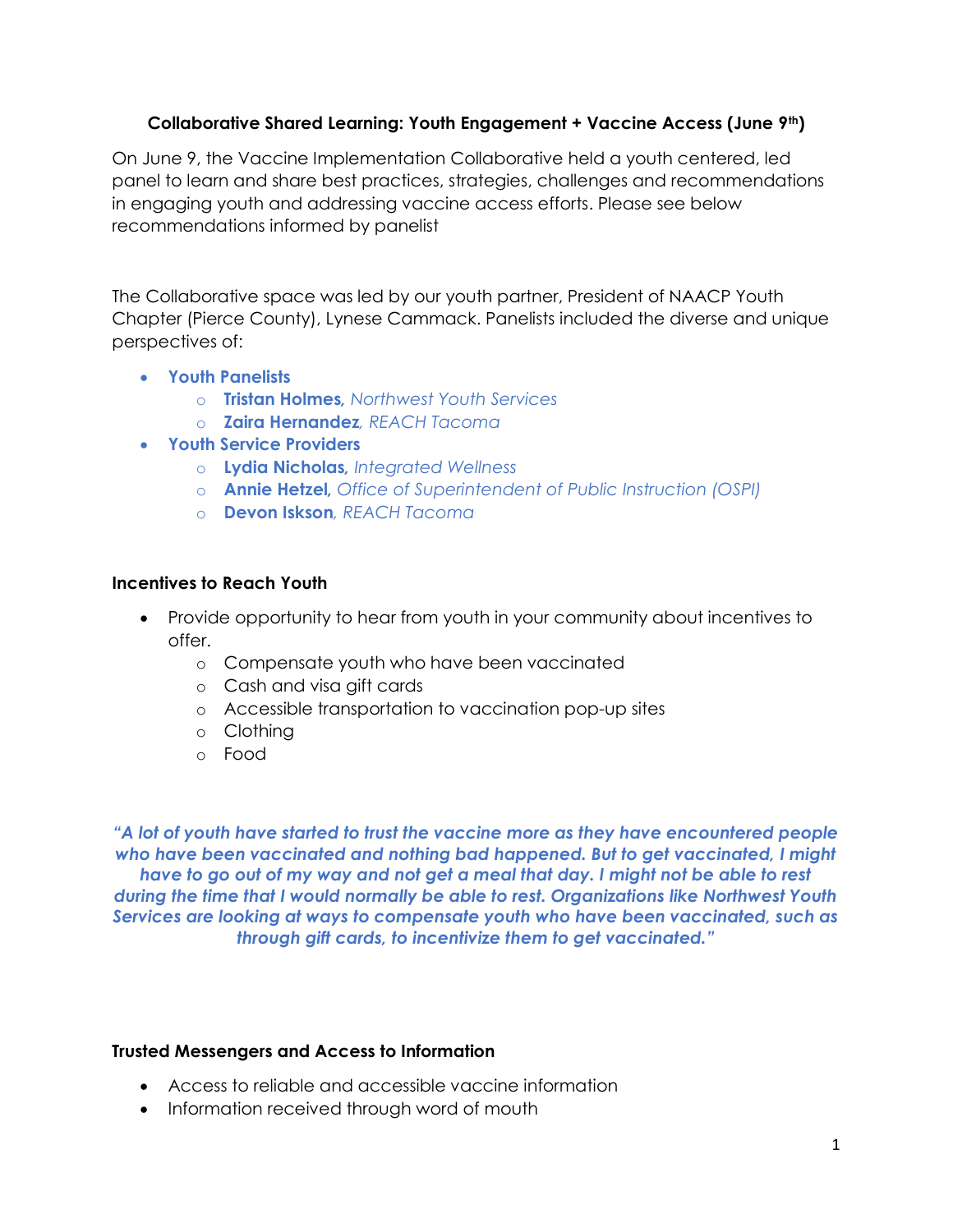**Collaborative Shared Learning: Youth Engagement + Vaccine Access (June 9th)**

On June 9, the Vaccine Implementation Collaborative held a youth centered, led panel to learn and share best practices, strategies, challenges and recommendations in engaging youth and addressing vaccine access efforts. Please see below recommendations informed by panelist

The Collaborative space was led by our youth partner, President of NAACP Youth Chapter (Pierce County), Lynese Cammack. Panelists included the diverse and unique perspectives of:

- **Youth Panelists**
  - **Tristan Holmes,** *Northwest Youth Services*
  - **Zaira Hernandez***, REACH Tacoma*
- **Youth Service Providers**
  - **Lydia Nicholas,** *Integrated Wellness*
  - **Annie Hetzel,** *Office of Superintendent of Public Instruction (OSPI)*
  - **Devon Iskson***, REACH Tacoma*

**Incentives to Reach Youth**

- Provide opportunity to hear from youth in your community about incentives to offer.
  - Compensate youth who have been vaccinated
  - Cash and visa gift cards
  - Accessible transportation to vaccination pop-up sites
  - Clothing
  - Food

***"A lot of youth have started to trust the vaccine more as they have encountered people who have been vaccinated and nothing bad happened. But to get vaccinated, I might have to go out of my way and not get a meal that day. I might not be able to rest during the time that I would normally be able to rest. Organizations like Northwest Youth Services are looking at ways to compensate youth who have been vaccinated, such as through gift cards, to incentivize them to get vaccinated."***

**Trusted Messengers and Access to Information**

- Access to reliable and accessible vaccine information
- Information received through word of mouth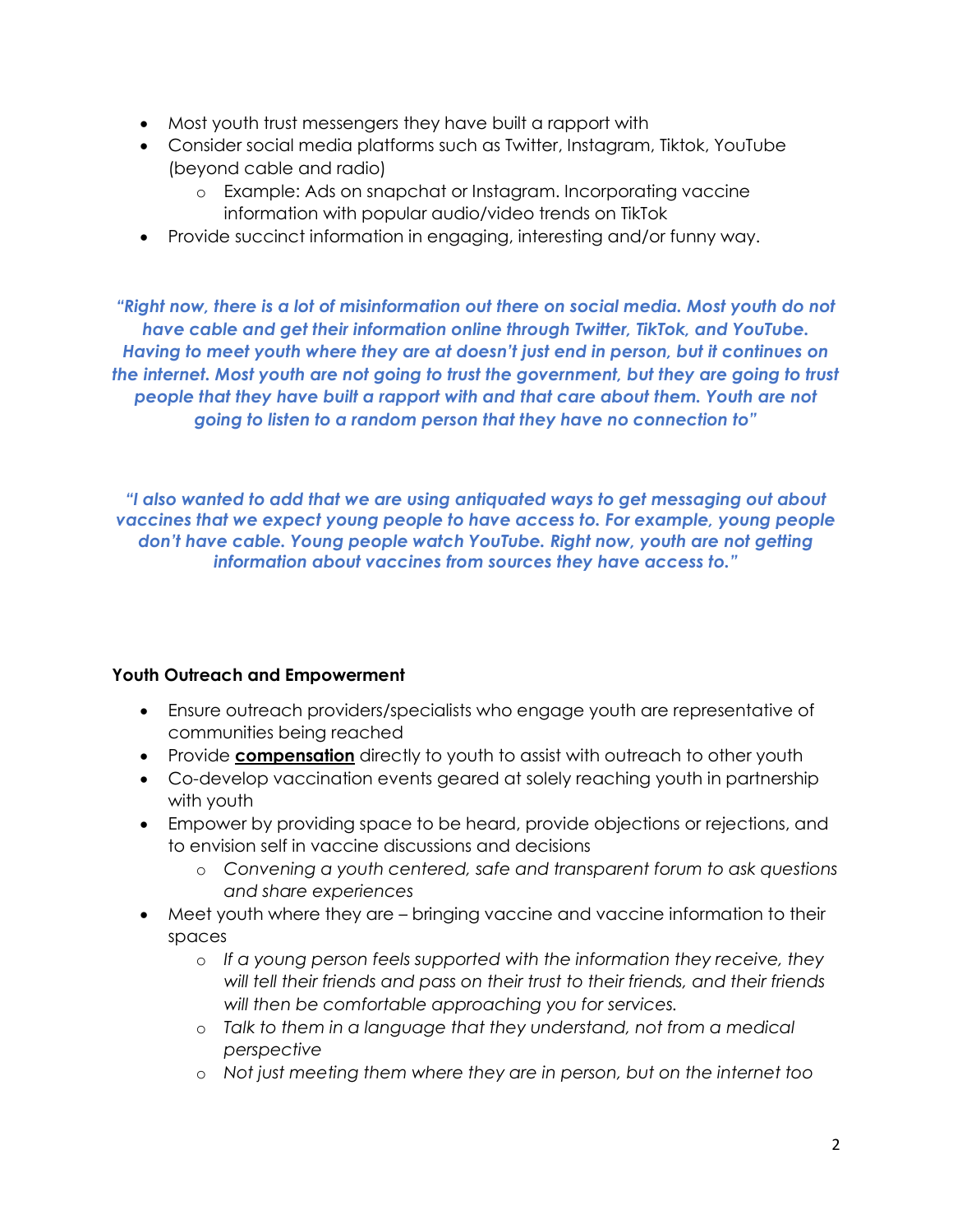- Most youth trust messengers they have built a rapport with
- Consider social media platforms such as Twitter, Instagram, Tiktok, YouTube (beyond cable and radio)
  - Example: Ads on snapchat or Instagram. Incorporating vaccine information with popular audio/video trends on TikTok
- Provide succinct information in engaging, interesting and/or funny way.

***"Right now, there is a lot of misinformation out there on social media. Most youth do not have cable and get their information online through Twitter, TikTok, and YouTube. Having to meet youth where they are at doesn't just end in person, but it continues on the internet. Most youth are not going to trust the government, but they are going to trust people that they have built a rapport with and that care about them. Youth are not going to listen to a random person that they have no connection to"***

***"I also wanted to add that we are using antiquated ways to get messaging out about vaccines that we expect young people to have access to. For example, young people don't have cable. Young people watch YouTube. Right now, youth are not getting information about vaccines from sources they have access to."***

**Youth Outreach and Empowerment**

- Ensure outreach providers/specialists who engage youth are representative of communities being reached
- Provide **compensation** directly to youth to assist with outreach to other youth
- Co-develop vaccination events geared at solely reaching youth in partnership with youth
- Empower by providing space to be heard, provide objections or rejections, and to envision self in vaccine discussions and decisions
  - *Convening a youth centered, safe and transparent forum to ask questions and share experiences*
- Meet youth where they are – bringing vaccine and vaccine information to their spaces
  - *If a young person feels supported with the information they receive, they will tell their friends and pass on their trust to their friends, and their friends will then be comfortable approaching you for services.*
  - *Talk to them in a language that they understand, not from a medical perspective*
  - *Not just meeting them where they are in person, but on the internet too*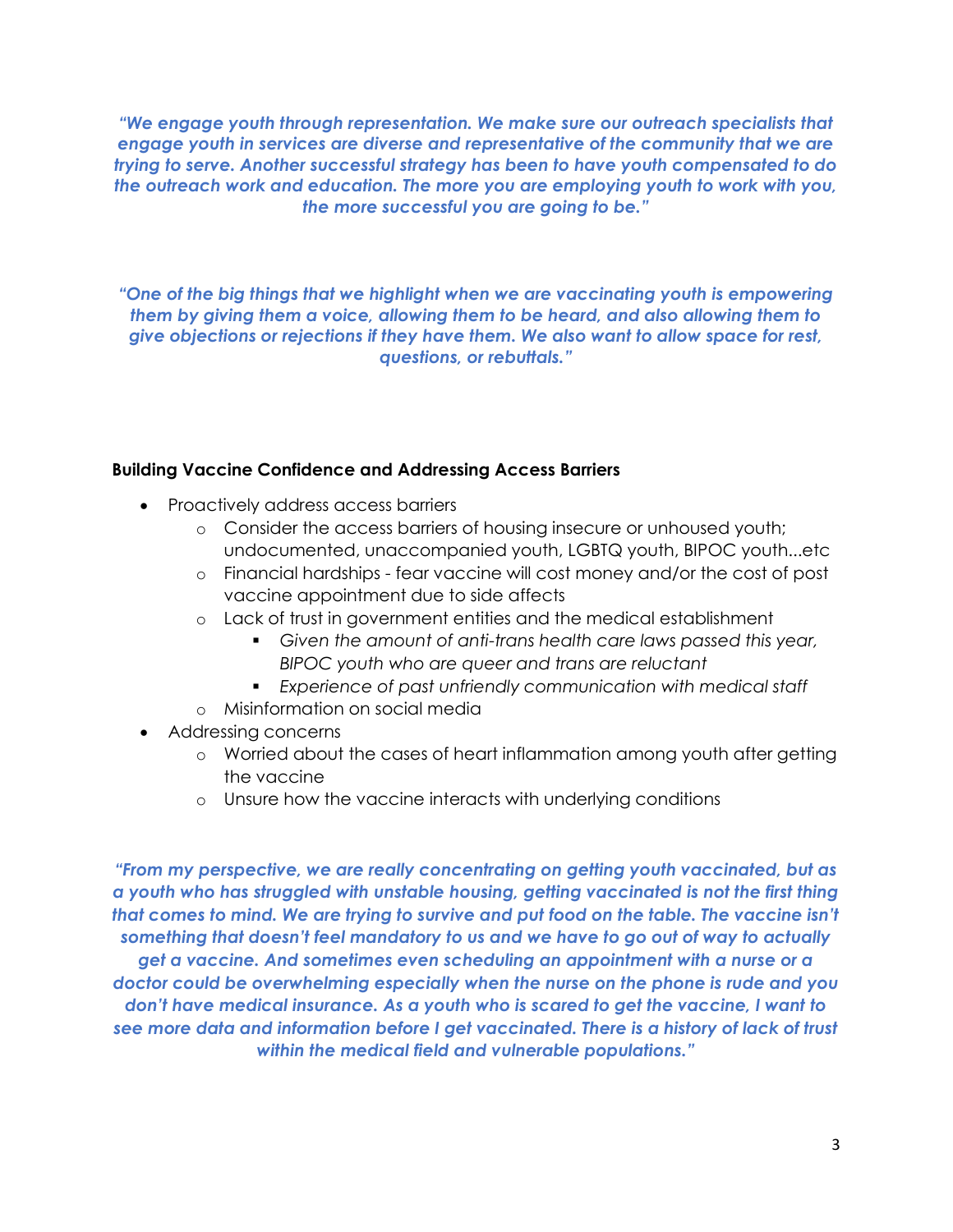***"We engage youth through representation. We make sure our outreach specialists that engage youth in services are diverse and representative of the community that we are trying to serve. Another successful strategy has been to have youth compensated to do the outreach work and education. The more you are employing youth to work with you, the more successful you are going to be."***

***"One of the big things that we highlight when we are vaccinating youth is empowering them by giving them a voice, allowing them to be heard, and also allowing them to give objections or rejections if they have them. We also want to allow space for rest, questions, or rebuttals."***

**Building Vaccine Confidence and Addressing Access Barriers**

- Proactively address access barriers
  - Consider the access barriers of housing insecure or unhoused youth; undocumented, unaccompanied youth, LGBTQ youth, BIPOC youth...etc
  - Financial hardships - fear vaccine will cost money and/or the cost of post vaccine appointment due to side affects
  - Lack of trust in government entities and the medical establishment
    - *Given the amount of anti-trans health care laws passed this year, BIPOC youth who are queer and trans are reluctant*
    - *Experience of past unfriendly communication with medical staff*
  - Misinformation on social media
- Addressing concerns
  - Worried about the cases of heart inflammation among youth after getting the vaccine
  - Unsure how the vaccine interacts with underlying conditions

***"From my perspective, we are really concentrating on getting youth vaccinated, but as a youth who has struggled with unstable housing, getting vaccinated is not the first thing that comes to mind. We are trying to survive and put food on the table. The vaccine isn't something that doesn't feel mandatory to us and we have to go out of way to actually get a vaccine. And sometimes even scheduling an appointment with a nurse or a doctor could be overwhelming especially when the nurse on the phone is rude and you don't have medical insurance. As a youth who is scared to get the vaccine, I want to see more data and information before I get vaccinated. There is a history of lack of trust within the medical field and vulnerable populations."***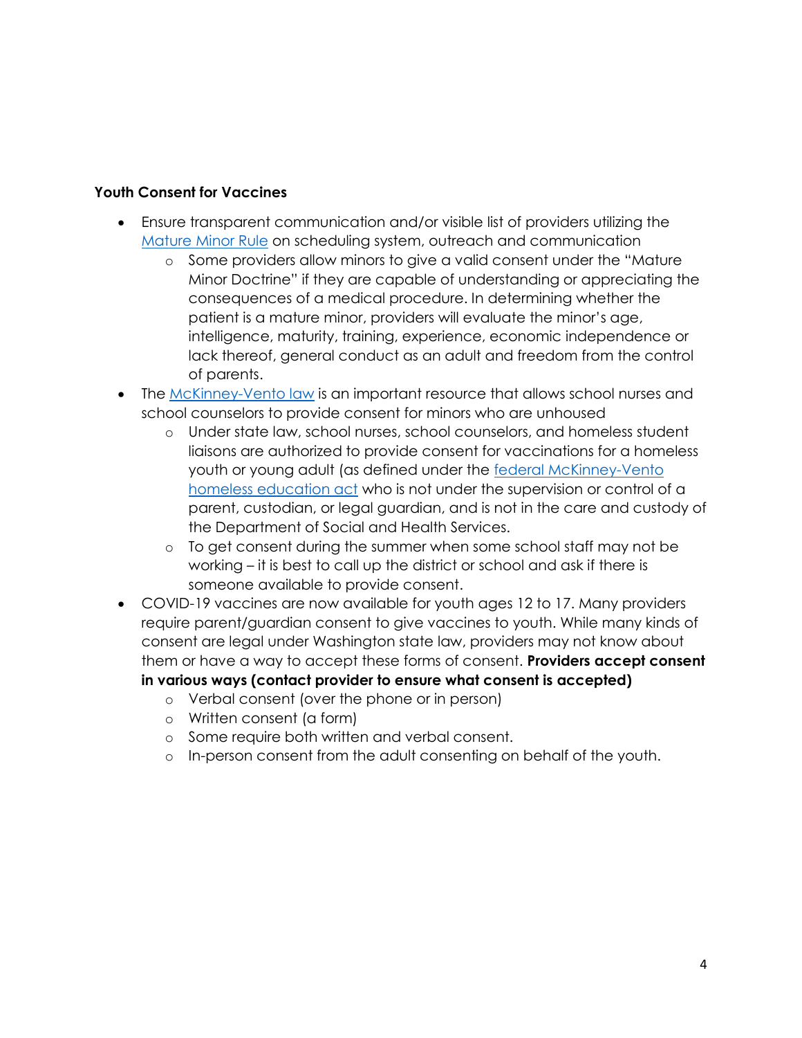**Youth Consent for Vaccines**

- Ensure transparent communication and/or visible list of providers utilizing the Mature Minor Rule on scheduling system, outreach and communication
  - Some providers allow minors to give a valid consent under the "Mature Minor Doctrine" if they are capable of understanding or appreciating the consequences of a medical procedure. In determining whether the patient is a mature minor, providers will evaluate the minor's age, intelligence, maturity, training, experience, economic independence or lack thereof, general conduct as an adult and freedom from the control of parents.
- The McKinney-Vento law is an important resource that allows school nurses and school counselors to provide consent for minors who are unhoused
  - Under state law, school nurses, school counselors, and homeless student liaisons are authorized to provide consent for vaccinations for a homeless youth or young adult (as defined under the federal McKinney-Vento homeless education act who is not under the supervision or control of a parent, custodian, or legal guardian, and is not in the care and custody of the Department of Social and Health Services.
  - To get consent during the summer when some school staff may not be working – it is best to call up the district or school and ask if there is someone available to provide consent.
- COVID-19 vaccines are now available for youth ages 12 to 17. Many providers require parent/guardian consent to give vaccines to youth. While many kinds of consent are legal under Washington state law, providers may not know about them or have a way to accept these forms of consent. **Providers accept consent in various ways (contact provider to ensure what consent is accepted)**
  - Verbal consent (over the phone or in person)
  - Written consent (a form)
  - Some require both written and verbal consent.
  - In-person consent from the adult consenting on behalf of the youth.